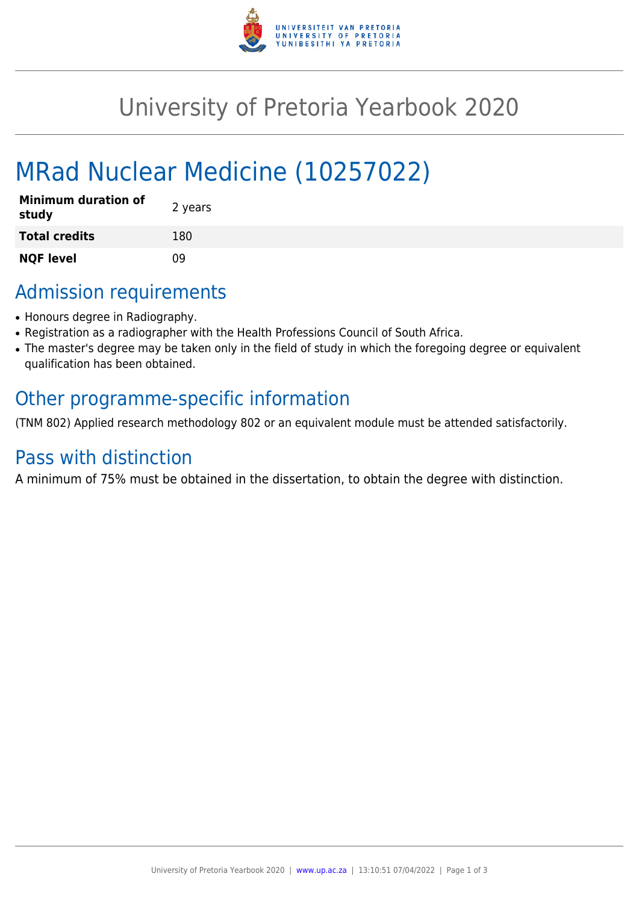# University of Pretoria Yearbook 2020

## MRad Nuclear Medicine (10257022)

| | |
|---|---|
| **Minimum duration of study** | 2 years |
| **Total credits** | 180 |
| **NQF level** | 09 |

## Admission requirements

- Honours degree in Radiography.
- Registration as a radiographer with the Health Professions Council of South Africa.
- The master's degree may be taken only in the field of study in which the foregoing degree or equivalent qualification has been obtained.

## Other programme-specific information

(TNM 802) Applied research methodology 802 or an equivalent module must be attended satisfactorily.

## Pass with distinction

A minimum of 75% must be obtained in the dissertation, to obtain the degree with distinction.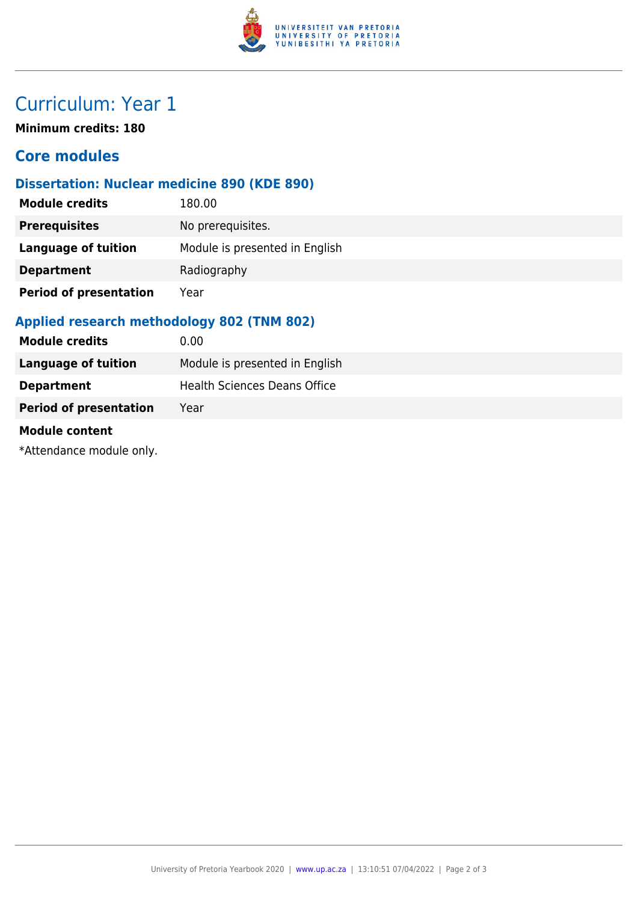# Curriculum: Year 1

**Minimum credits: 180**

## Core modules

### Dissertation: Nuclear medicine 890 (KDE 890)

| | |
|---|---|
| **Module credits** | 180.00 |
| **Prerequisites** | No prerequisites. |
| **Language of tuition** | Module is presented in English |
| **Department** | Radiography |
| **Period of presentation** | Year |

### Applied research methodology 802 (TNM 802)

| | |
|---|---|
| **Module credits** | 0.00 |
| **Language of tuition** | Module is presented in English |
| **Department** | Health Sciences Deans Office |
| **Period of presentation** | Year |

**Module content**

*Attendance module only.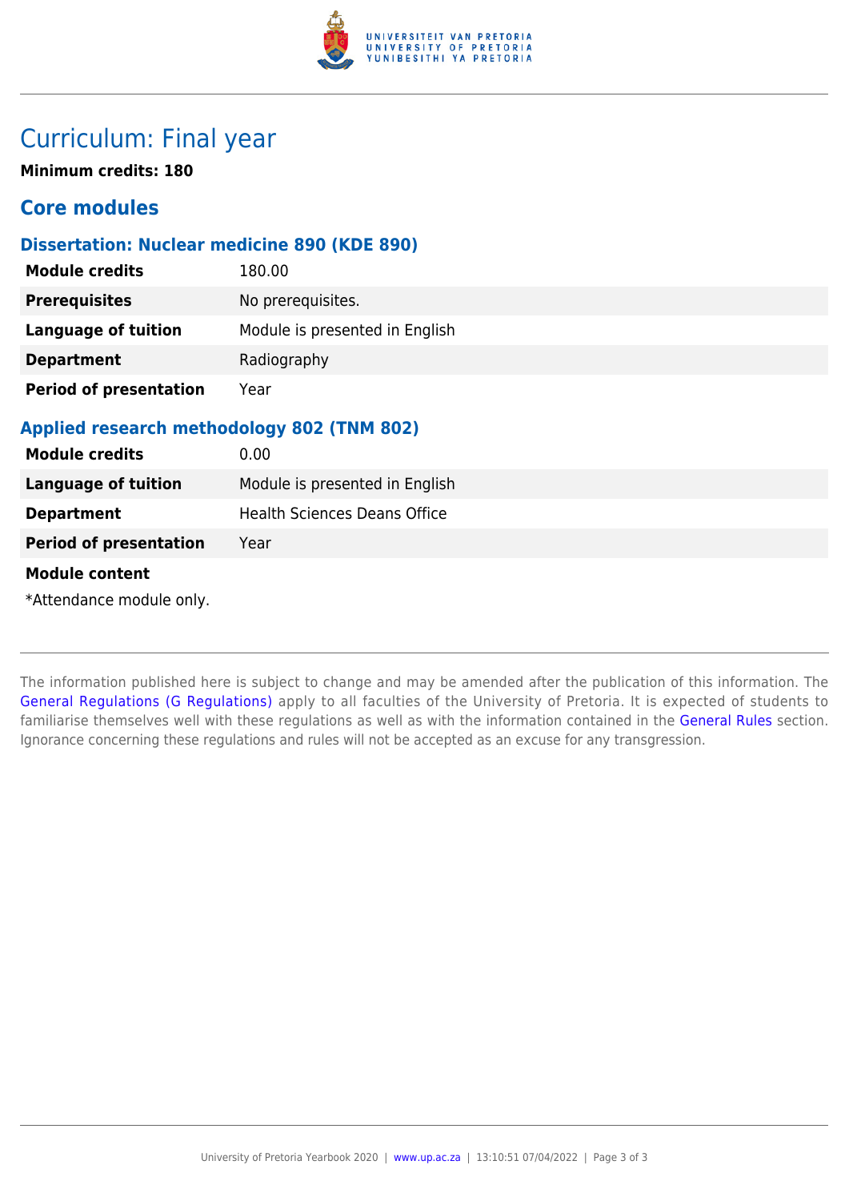# Curriculum: Final year

**Minimum credits: 180**

## Core modules

### Dissertation: Nuclear medicine 890 (KDE 890)

| | |
|---|---|
| **Module credits** | 180.00 |
| **Prerequisites** | No prerequisites. |
| **Language of tuition** | Module is presented in English |
| **Department** | Radiography |
| **Period of presentation** | Year |

### Applied research methodology 802 (TNM 802)

| | |
|---|---|
| **Module credits** | 0.00 |
| **Language of tuition** | Module is presented in English |
| **Department** | Health Sciences Deans Office |
| **Period of presentation** | Year |

**Module content**

*Attendance module only.

The information published here is subject to change and may be amended after the publication of this information. The General Regulations (G Regulations) apply to all faculties of the University of Pretoria. It is expected of students to familiarise themselves well with these regulations as well as with the information contained in the General Rules section. Ignorance concerning these regulations and rules will not be accepted as an excuse for any transgression.